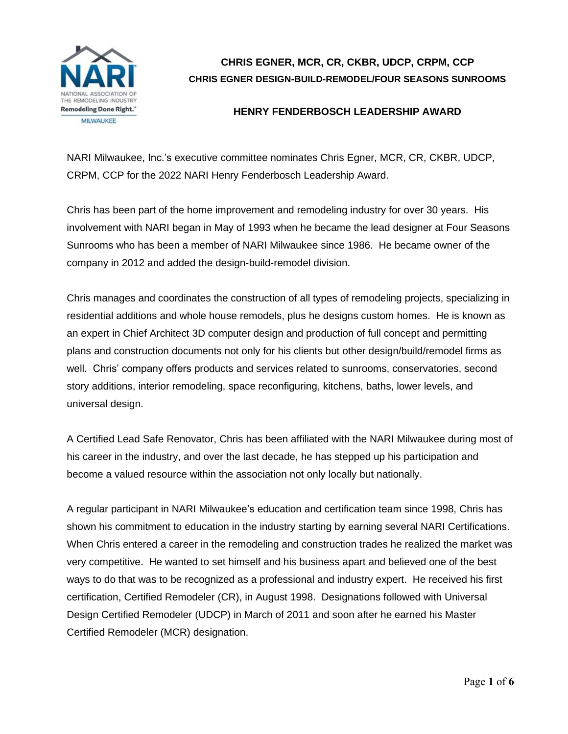# CHRIS EGNER, MCR, CR, CKBR, UDCP, CRPM, CCP

## CHRIS EGNER DESIGN-BUILD-REMODEL/FOUR SEASONS SUNROOMS

## HENRY FENDERBOSCH LEADERSHIP AWARD

NARI Milwaukee, Inc.'s executive committee nominates Chris Egner, MCR, CR, CKBR, UDCP, CRPM, CCP for the 2022 NARI Henry Fenderbosch Leadership Award.

Chris has been part of the home improvement and remodeling industry for over 30 years. His involvement with NARI began in May of 1993 when he became the lead designer at Four Seasons Sunrooms who has been a member of NARI Milwaukee since 1986. He became owner of the company in 2012 and added the design-build-remodel division.

Chris manages and coordinates the construction of all types of remodeling projects, specializing in residential additions and whole house remodels, plus he designs custom homes. He is known as an expert in Chief Architect 3D computer design and production of full concept and permitting plans and construction documents not only for his clients but other design/build/remodel firms as well. Chris' company offers products and services related to sunrooms, conservatories, second story additions, interior remodeling, space reconfiguring, kitchens, baths, lower levels, and universal design.

A Certified Lead Safe Renovator, Chris has been affiliated with the NARI Milwaukee during most of his career in the industry, and over the last decade, he has stepped up his participation and become a valued resource within the association not only locally but nationally.

A regular participant in NARI Milwaukee's education and certification team since 1998, Chris has shown his commitment to education in the industry starting by earning several NARI Certifications. When Chris entered a career in the remodeling and construction trades he realized the market was very competitive. He wanted to set himself and his business apart and believed one of the best ways to do that was to be recognized as a professional and industry expert. He received his first certification, Certified Remodeler (CR), in August 1998. Designations followed with Universal Design Certified Remodeler (UDCP) in March of 2011 and soon after he earned his Master Certified Remodeler (MCR) designation.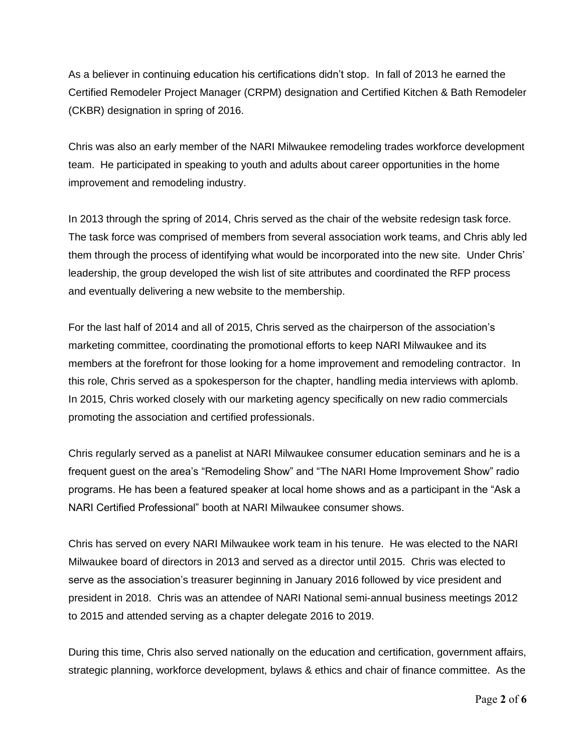As a believer in continuing education his certifications didn't stop. In fall of 2013 he earned the Certified Remodeler Project Manager (CRPM) designation and Certified Kitchen & Bath Remodeler (CKBR) designation in spring of 2016.

Chris was also an early member of the NARI Milwaukee remodeling trades workforce development team. He participated in speaking to youth and adults about career opportunities in the home improvement and remodeling industry.

In 2013 through the spring of 2014, Chris served as the chair of the website redesign task force. The task force was comprised of members from several association work teams, and Chris ably led them through the process of identifying what would be incorporated into the new site. Under Chris' leadership, the group developed the wish list of site attributes and coordinated the RFP process and eventually delivering a new website to the membership.

For the last half of 2014 and all of 2015, Chris served as the chairperson of the association's marketing committee, coordinating the promotional efforts to keep NARI Milwaukee and its members at the forefront for those looking for a home improvement and remodeling contractor. In this role, Chris served as a spokesperson for the chapter, handling media interviews with aplomb. In 2015, Chris worked closely with our marketing agency specifically on new radio commercials promoting the association and certified professionals.

Chris regularly served as a panelist at NARI Milwaukee consumer education seminars and he is a frequent guest on the area's "Remodeling Show" and "The NARI Home Improvement Show" radio programs. He has been a featured speaker at local home shows and as a participant in the "Ask a NARI Certified Professional" booth at NARI Milwaukee consumer shows.

Chris has served on every NARI Milwaukee work team in his tenure. He was elected to the NARI Milwaukee board of directors in 2013 and served as a director until 2015. Chris was elected to serve as the association's treasurer beginning in January 2016 followed by vice president and president in 2018. Chris was an attendee of NARI National semi-annual business meetings 2012 to 2015 and attended serving as a chapter delegate 2016 to 2019.

During this time, Chris also served nationally on the education and certification, government affairs, strategic planning, workforce development, bylaws & ethics and chair of finance committee. As the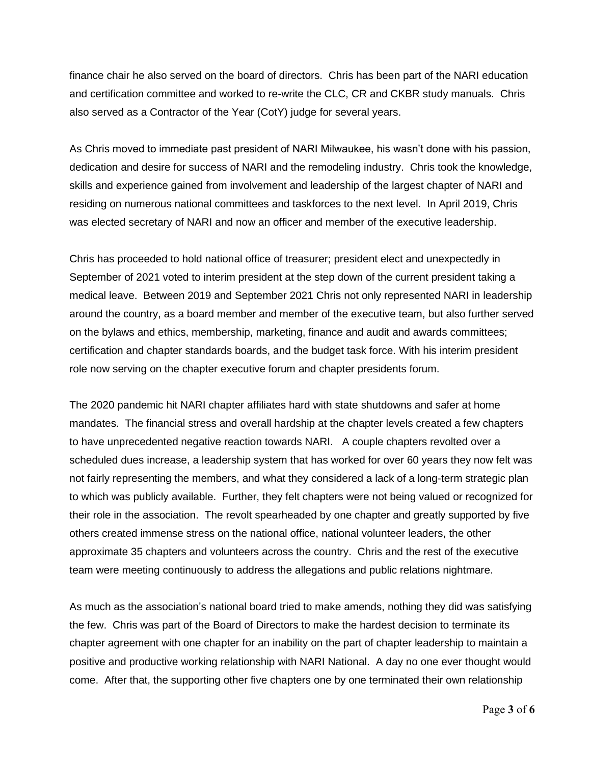finance chair he also served on the board of directors. Chris has been part of the NARI education and certification committee and worked to re-write the CLC, CR and CKBR study manuals. Chris also served as a Contractor of the Year (CotY) judge for several years.

As Chris moved to immediate past president of NARI Milwaukee, his wasn't done with his passion, dedication and desire for success of NARI and the remodeling industry. Chris took the knowledge, skills and experience gained from involvement and leadership of the largest chapter of NARI and residing on numerous national committees and taskforces to the next level. In April 2019, Chris was elected secretary of NARI and now an officer and member of the executive leadership.

Chris has proceeded to hold national office of treasurer; president elect and unexpectedly in September of 2021 voted to interim president at the step down of the current president taking a medical leave. Between 2019 and September 2021 Chris not only represented NARI in leadership around the country, as a board member and member of the executive team, but also further served on the bylaws and ethics, membership, marketing, finance and audit and awards committees; certification and chapter standards boards, and the budget task force. With his interim president role now serving on the chapter executive forum and chapter presidents forum.

The 2020 pandemic hit NARI chapter affiliates hard with state shutdowns and safer at home mandates. The financial stress and overall hardship at the chapter levels created a few chapters to have unprecedented negative reaction towards NARI. A couple chapters revolted over a scheduled dues increase, a leadership system that has worked for over 60 years they now felt was not fairly representing the members, and what they considered a lack of a long-term strategic plan to which was publicly available. Further, they felt chapters were not being valued or recognized for their role in the association. The revolt spearheaded by one chapter and greatly supported by five others created immense stress on the national office, national volunteer leaders, the other approximate 35 chapters and volunteers across the country. Chris and the rest of the executive team were meeting continuously to address the allegations and public relations nightmare.

As much as the association's national board tried to make amends, nothing they did was satisfying the few. Chris was part of the Board of Directors to make the hardest decision to terminate its chapter agreement with one chapter for an inability on the part of chapter leadership to maintain a positive and productive working relationship with NARI National. A day no one ever thought would come. After that, the supporting other five chapters one by one terminated their own relationship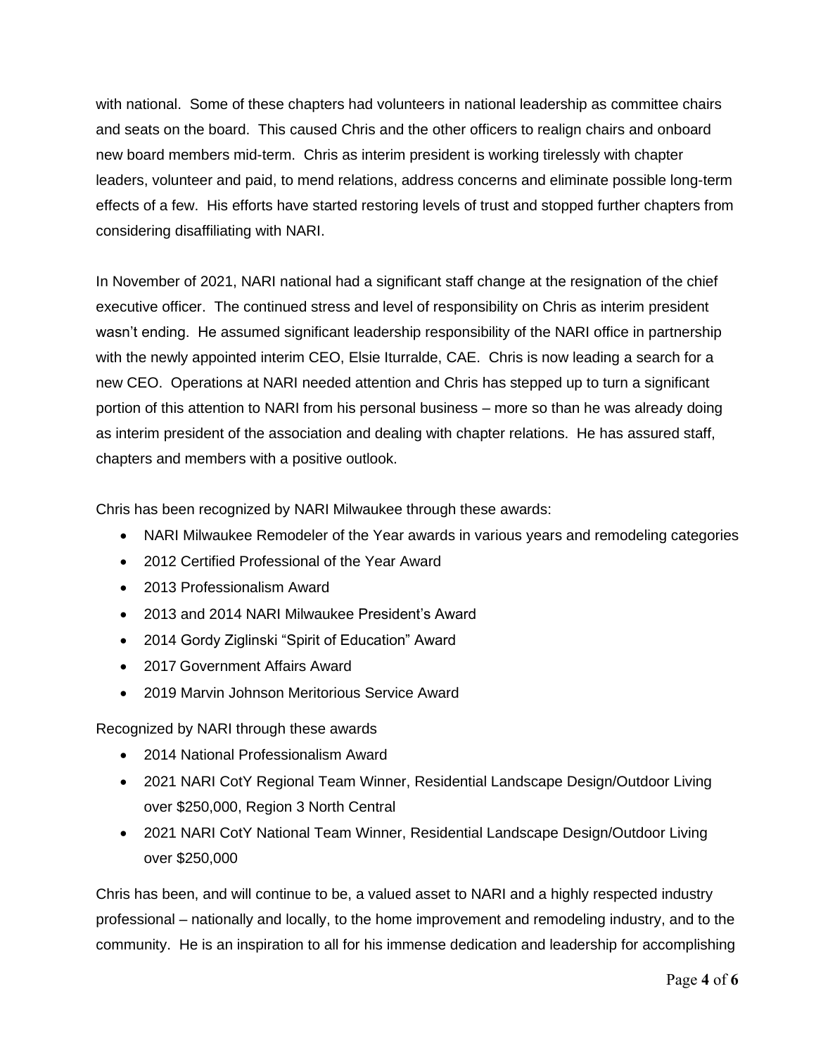with national. Some of these chapters had volunteers in national leadership as committee chairs and seats on the board. This caused Chris and the other officers to realign chairs and onboard new board members mid-term. Chris as interim president is working tirelessly with chapter leaders, volunteer and paid, to mend relations, address concerns and eliminate possible long-term effects of a few. His efforts have started restoring levels of trust and stopped further chapters from considering disaffiliating with NARI.

In November of 2021, NARI national had a significant staff change at the resignation of the chief executive officer. The continued stress and level of responsibility on Chris as interim president wasn't ending. He assumed significant leadership responsibility of the NARI office in partnership with the newly appointed interim CEO, Elsie Iturralde, CAE. Chris is now leading a search for a new CEO. Operations at NARI needed attention and Chris has stepped up to turn a significant portion of this attention to NARI from his personal business – more so than he was already doing as interim president of the association and dealing with chapter relations. He has assured staff, chapters and members with a positive outlook.

Chris has been recognized by NARI Milwaukee through these awards:

- NARI Milwaukee Remodeler of the Year awards in various years and remodeling categories
- 2012 Certified Professional of the Year Award
- 2013 Professionalism Award
- 2013 and 2014 NARI Milwaukee President's Award
- 2014 Gordy Ziglinski "Spirit of Education" Award
- 2017 Government Affairs Award
- 2019 Marvin Johnson Meritorious Service Award

Recognized by NARI through these awards

- 2014 National Professionalism Award
- 2021 NARI CotY Regional Team Winner, Residential Landscape Design/Outdoor Living over $250,000, Region 3 North Central
- 2021 NARI CotY National Team Winner, Residential Landscape Design/Outdoor Living over $250,000

Chris has been, and will continue to be, a valued asset to NARI and a highly respected industry professional – nationally and locally, to the home improvement and remodeling industry, and to the community. He is an inspiration to all for his immense dedication and leadership for accomplishing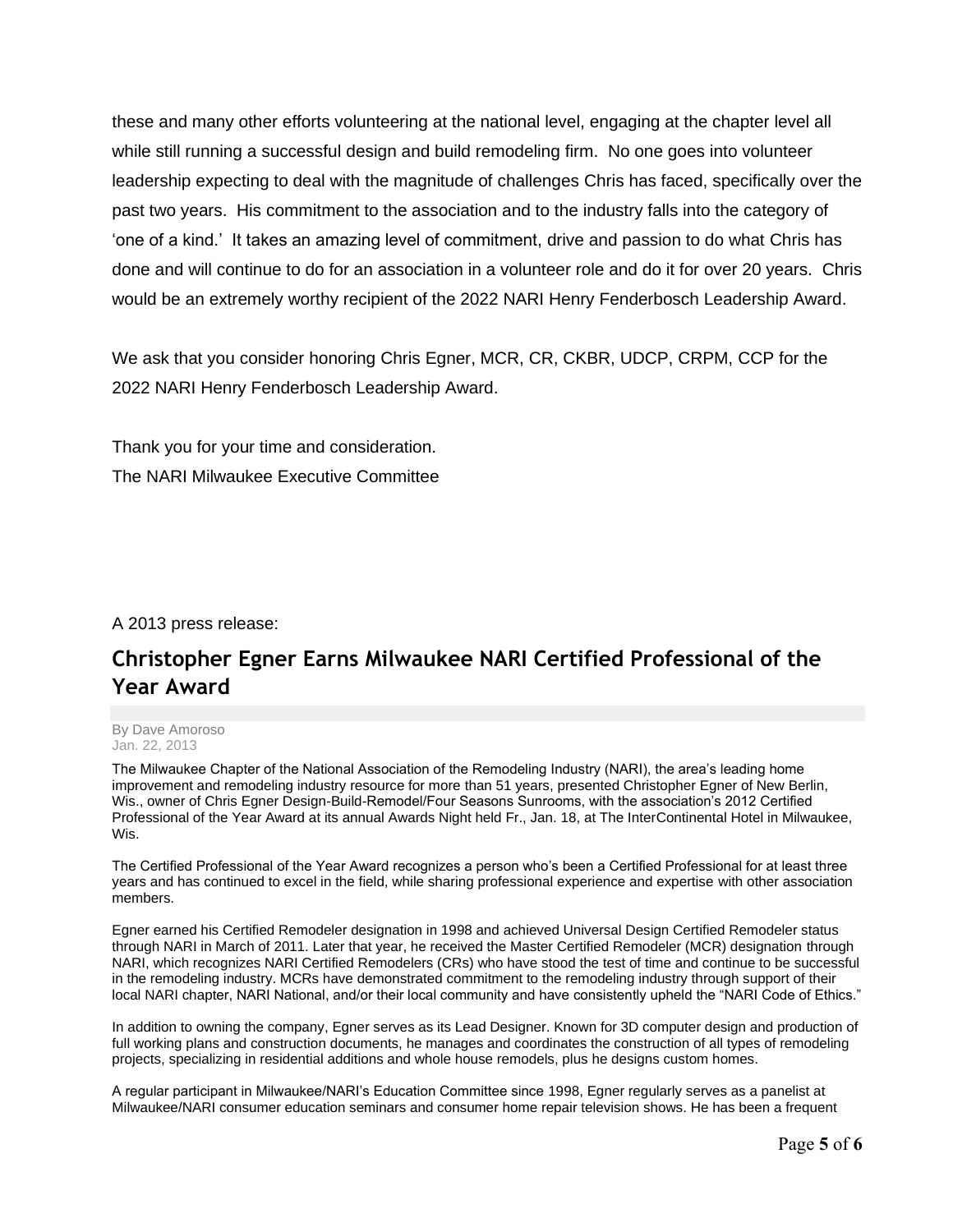these and many other efforts volunteering at the national level, engaging at the chapter level all while still running a successful design and build remodeling firm. No one goes into volunteer leadership expecting to deal with the magnitude of challenges Chris has faced, specifically over the past two years. His commitment to the association and to the industry falls into the category of 'one of a kind.' It takes an amazing level of commitment, drive and passion to do what Chris has done and will continue to do for an association in a volunteer role and do it for over 20 years. Chris would be an extremely worthy recipient of the 2022 NARI Henry Fenderbosch Leadership Award.

We ask that you consider honoring Chris Egner, MCR, CR, CKBR, UDCP, CRPM, CCP for the 2022 NARI Henry Fenderbosch Leadership Award.

Thank you for your time and consideration.
The NARI Milwaukee Executive Committee

A 2013 press release:

## Christopher Egner Earns Milwaukee NARI Certified Professional of the Year Award

By Dave Amoroso
Jan. 22, 2013

The Milwaukee Chapter of the National Association of the Remodeling Industry (NARI), the area's leading home improvement and remodeling industry resource for more than 51 years, presented Christopher Egner of New Berlin, Wis., owner of Chris Egner Design-Build-Remodel/Four Seasons Sunrooms, with the association's 2012 Certified Professional of the Year Award at its annual Awards Night held Fr., Jan. 18, at The InterContinental Hotel in Milwaukee, Wis.

The Certified Professional of the Year Award recognizes a person who's been a Certified Professional for at least three years and has continued to excel in the field, while sharing professional experience and expertise with other association members.

Egner earned his Certified Remodeler designation in 1998 and achieved Universal Design Certified Remodeler status through NARI in March of 2011. Later that year, he received the Master Certified Remodeler (MCR) designation through NARI, which recognizes NARI Certified Remodelers (CRs) who have stood the test of time and continue to be successful in the remodeling industry. MCRs have demonstrated commitment to the remodeling industry through support of their local NARI chapter, NARI National, and/or their local community and have consistently upheld the "NARI Code of Ethics."

In addition to owning the company, Egner serves as its Lead Designer. Known for 3D computer design and production of full working plans and construction documents, he manages and coordinates the construction of all types of remodeling projects, specializing in residential additions and whole house remodels, plus he designs custom homes.

A regular participant in Milwaukee/NARI's Education Committee since 1998, Egner regularly serves as a panelist at Milwaukee/NARI consumer education seminars and consumer home repair television shows. He has been a frequent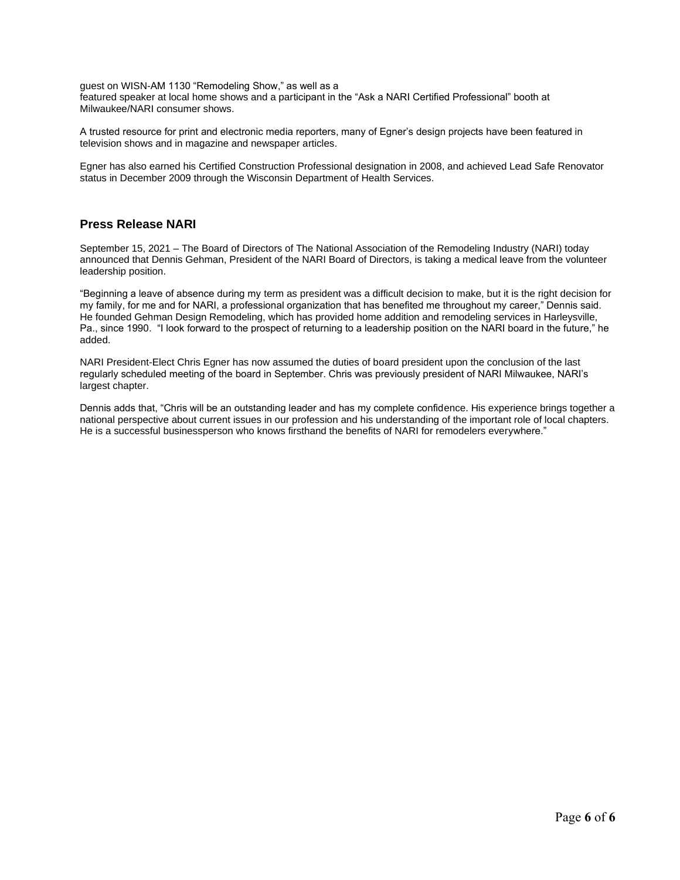guest on WISN-AM 1130 "Remodeling Show," as well as a
featured speaker at local home shows and a participant in the "Ask a NARI Certified Professional" booth at Milwaukee/NARI consumer shows.

A trusted resource for print and electronic media reporters, many of Egner's design projects have been featured in television shows and in magazine and newspaper articles.

Egner has also earned his Certified Construction Professional designation in 2008, and achieved Lead Safe Renovator status in December 2009 through the Wisconsin Department of Health Services.

## Press Release NARI

September 15, 2021 – The Board of Directors of The National Association of the Remodeling Industry (NARI) today announced that Dennis Gehman, President of the NARI Board of Directors, is taking a medical leave from the volunteer leadership position.

"Beginning a leave of absence during my term as president was a difficult decision to make, but it is the right decision for my family, for me and for NARI, a professional organization that has benefited me throughout my career," Dennis said. He founded Gehman Design Remodeling, which has provided home addition and remodeling services in Harleysville, Pa., since 1990. "I look forward to the prospect of returning to a leadership position on the NARI board in the future," he added.

NARI President-Elect Chris Egner has now assumed the duties of board president upon the conclusion of the last regularly scheduled meeting of the board in September. Chris was previously president of NARI Milwaukee, NARI's largest chapter.

Dennis adds that, "Chris will be an outstanding leader and has my complete confidence. His experience brings together a national perspective about current issues in our profession and his understanding of the important role of local chapters. He is a successful businessperson who knows firsthand the benefits of NARI for remodelers everywhere."